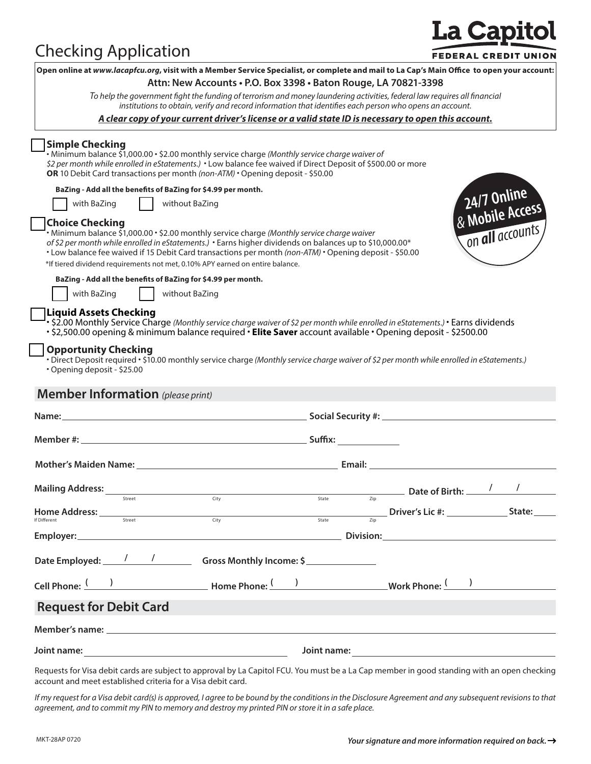# Checking Application

**La Capitol FEDERAL CREDIT UNION**

**Open online at *www.lacapfcu.org*, visit with a Member Service Specialist, or complete and mail to La Cap's Main Office to open your account:**

**Attn: New Accounts • P.O. Box 3398 • Baton Rouge, LA 70821-3398**

*To help the government fight the funding of terrorism and money laundering activities, federal law requires all financial institutions to obtain, verify and record information that identifies each person who opens an account.*

***A clear copy of your current driver's license or a valid state ID is necessary to open this account.***

**24/7 Online & Mobile Access on *all* accounts**

☐ **Simple Checking**
• Minimum balance $1,000.00 • $2.00 monthly service charge *(Monthly service charge waiver of $2 per month while enrolled in eStatements.)* • Low balance fee waived if Direct Deposit of $500.00 or more **OR** 10 Debit Card transactions per month *(non-ATM)* • Opening deposit - $50.00

**BaZing - Add all the benefits of BaZing for $4.99 per month.**

☐ with BaZing ☐ without BaZing

☐ **Choice Checking**
• Minimum balance $1,000.00 • $2.00 monthly service charge *(Monthly service charge waiver of $2 per month while enrolled in eStatements.)* • Earns higher dividends on balances up to $10,000.00* • Low balance fee waived if 15 Debit Card transactions per month *(non-ATM)* • Opening deposit - $50.00

*If tiered dividend requirements not met, 0.10% APY earned on entire balance.

**BaZing - Add all the benefits of BaZing for $4.99 per month.**

☐ with BaZing ☐ without BaZing

☐ **Liquid Assets Checking**
• $2.00 Monthly Service Charge *(Monthly service charge waiver of $2 per month while enrolled in eStatements.)* • Earns dividends
• $2,500.00 opening & minimum balance required • **Elite Saver** account available • Opening deposit - $2500.00

☐ **Opportunity Checking**
• Direct Deposit required • $10.00 monthly service charge *(Monthly service charge waiver of $2 per month while enrolled in eStatements.)*
• Opening deposit - $25.00

## Member Information *(please print)*

**Name:** ____________________ **Social Security #:** ____________________

**Member #:** ____________________ **Suffix:** __________

**Mother's Maiden Name:** ____________________ **Email:** ____________________

**Mailing Address:** ____________________ (Street, City, State, Zip) **Date of Birth:** ___ / ___ / ___

**Home Address:** (If Different) ____________________ (Street, City, State, Zip) **Driver's Lic #:** __________ **State:** _____

**Employer:** ____________________ **Division:** ____________________

**Date Employed:** ___ / ___ / ___ **Gross Monthly Income: $** __________

**Cell Phone:** ( ) __________ **Home Phone:** ( ) __________ **Work Phone:** ( ) __________

## Request for Debit Card

**Member's name:** ____________________

**Joint name:** ____________________ **Joint name:** ____________________

Requests for Visa debit cards are subject to approval by La Capitol FCU. You must be a La Cap member in good standing with an open checking account and meet established criteria for a Visa debit card.

*If my request for a Visa debit card(s) is approved, I agree to be bound by the conditions in the Disclosure Agreement and any subsequent revisions to that agreement, and to commit my PIN to memory and destroy my printed PIN or store it in a safe place.*

MKT-28AP 0720

***Your signature and more information required on back.*** →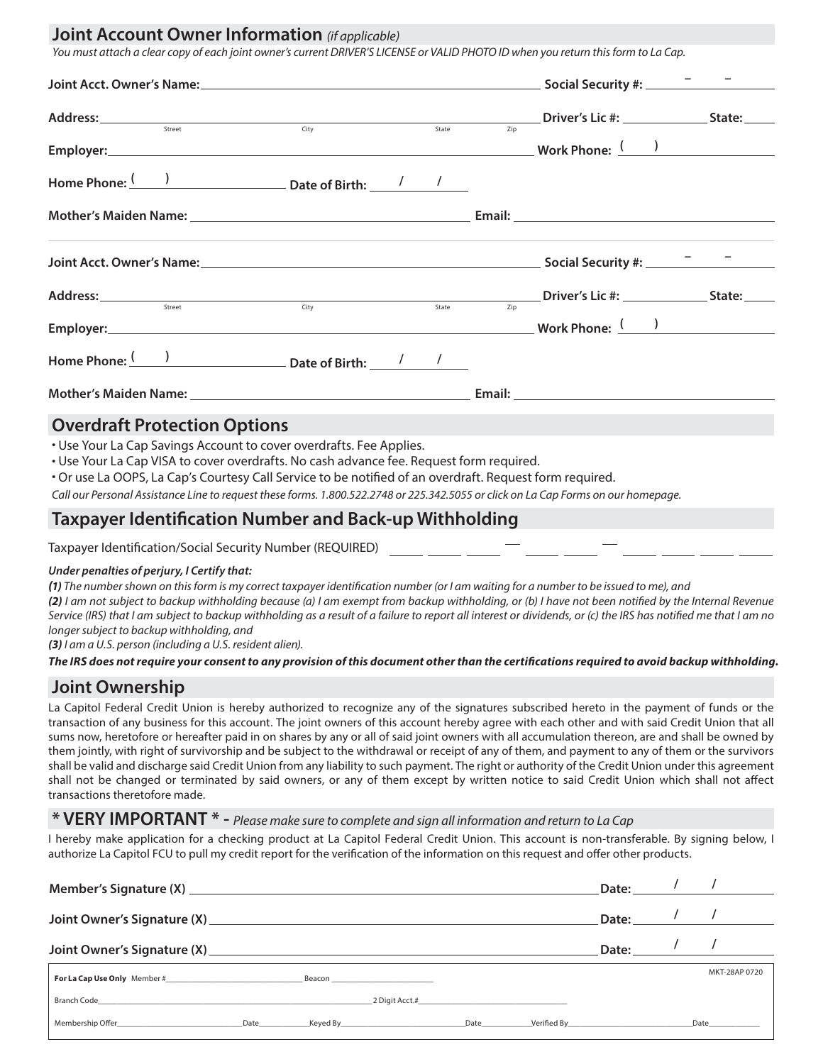## Joint Account Owner Information *(if applicable)*

*You must attach a clear copy of each joint owner's current DRIVER'S LICENSE or VALID PHOTO ID when you return this form to La Cap.*

**Joint Acct. Owner's Name:** ______________________ **Social Security #:** ___ – ___ – ___

**Address:** ______ Street ______ City ______ State ______ Zip ______ **Driver's Lic #:** ________ **State:** ____

**Employer:** ______________________ **Work Phone:** ( ) ________

**Home Phone:** ( ) ________ **Date of Birth:** ___ / ___ / ___

**Mother's Maiden Name:** ______________________ **Email:** ______________________

**Joint Acct. Owner's Name:** ______________________ **Social Security #:** ___ – ___ – ___

**Address:** ______ Street ______ City ______ State ______ Zip ______ **Driver's Lic #:** ________ **State:** ____

**Employer:** ______________________ **Work Phone:** ( ) ________

**Home Phone:** ( ) ________ **Date of Birth:** ___ / ___ / ___

**Mother's Maiden Name:** ______________________ **Email:** ______________________

## Overdraft Protection Options

- Use Your La Cap Savings Account to cover overdrafts. Fee Applies.
- Use Your La Cap VISA to cover overdrafts. No cash advance fee. Request form required.
- Or use La OOPS, La Cap's Courtesy Call Service to be notified of an overdraft. Request form required.

*Call our Personal Assistance Line to request these forms. 1.800.522.2748 or 225.342.5055 or click on La Cap Forms on our homepage.*

## Taxpayer Identification Number and Back-up Withholding

Taxpayer Identification/Social Security Number (REQUIRED) ___ ___ ___ – ___ ___ – ___ ___ ___ ___

***Under penalties of perjury, I Certify that:***

***(1)*** *The number shown on this form is my correct taxpayer identification number (or I am waiting for a number to be issued to me), and*

***(2)*** *I am not subject to backup withholding because (a) I am exempt from backup withholding, or (b) I have not been notified by the Internal Revenue Service (IRS) that I am subject to backup withholding as a result of a failure to report all interest or dividends, or (c) the IRS has notified me that I am no longer subject to backup withholding, and*

***(3)*** *I am a U.S. person (including a U.S. resident alien).*

***The IRS does not require your consent to any provision of this document other than the certifications required to avoid backup withholding.***

## Joint Ownership

La Capitol Federal Credit Union is hereby authorized to recognize any of the signatures subscribed hereto in the payment of funds or the transaction of any business for this account. The joint owners of this account hereby agree with each other and with said Credit Union that all sums now, heretofore or hereafter paid in on shares by any or all of said joint owners with all accumulation thereon, are and shall be owned by them jointly, with right of survivorship and be subject to the withdrawal or receipt of any of them, and payment to any of them or the survivors shall be valid and discharge said Credit Union from any liability to such payment. The right or authority of the Credit Union under this agreement shall not be changed or terminated by said owners, or any of them except by written notice to said Credit Union which shall not affect transactions theretofore made.

## * VERY IMPORTANT * - *Please make sure to complete and sign all information and return to La Cap*

I hereby make application for a checking product at La Capitol Federal Credit Union. This account is non-transferable. By signing below, I authorize La Capitol FCU to pull my credit report for the verification of the information on this request and offer other products.

**Member's Signature (X)** ______________________ **Date:** ___ / ___ / ___

**Joint Owner's Signature (X)** ______________________ **Date:** ___ / ___ / ___

**Joint Owner's Signature (X)** ______________________ **Date:** ___ / ___ / ___

**For La Cap Use Only** Member # ________ Beacon ________

MKT-28AP 0720

Branch Code ________ 2 Digit Acct.# ________

Membership Offer ________ Date ________ Keyed By ________ Date ________ Verified By ________ Date ________